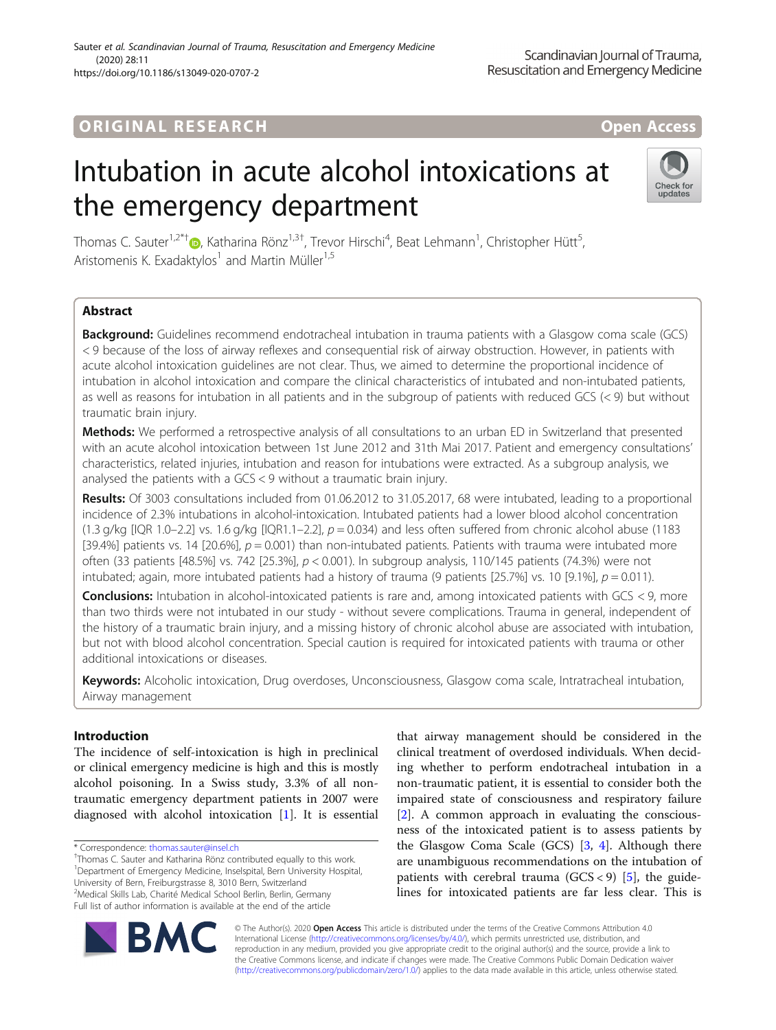ORIGINAL RESEARCH

Open Access

# Intubation in acute alcohol intoxications at the emergency department

Thomas C. Sauter[1,2*†], Katharina Rönz[1,3†], Trevor Hirschi[4], Beat Lehmann[1], Christopher Hütt[5], Aristomenis K. Exadaktylos[1] and Martin Müller[1,5]

## Abstract

**Background:** Guidelines recommend endotracheal intubation in trauma patients with a Glasgow coma scale (GCS) < 9 because of the loss of airway reflexes and consequential risk of airway obstruction. However, in patients with acute alcohol intoxication guidelines are not clear. Thus, we aimed to determine the proportional incidence of intubation in alcohol intoxication and compare the clinical characteristics of intubated and non-intubated patients, as well as reasons for intubation in all patients and in the subgroup of patients with reduced GCS (< 9) but without traumatic brain injury.

**Methods:** We performed a retrospective analysis of all consultations to an urban ED in Switzerland that presented with an acute alcohol intoxication between 1st June 2012 and 31th Mai 2017. Patient and emergency consultations' characteristics, related injuries, intubation and reason for intubations were extracted. As a subgroup analysis, we analysed the patients with a GCS < 9 without a traumatic brain injury.

**Results:** Of 3003 consultations included from 01.06.2012 to 31.05.2017, 68 were intubated, leading to a proportional incidence of 2.3% intubations in alcohol-intoxication. Intubated patients had a lower blood alcohol concentration (1.3 g/kg [IQR 1.0–2.2] vs. 1.6 g/kg [IQR1.1–2.2], $p = 0.034$) and less often suffered from chronic alcohol abuse (1183 [39.4%] patients vs. 14 [20.6%], $p = 0.001$) than non-intubated patients. Patients with trauma were intubated more often (33 patients [48.5%] vs. 742 [25.3%], $p < 0.001$). In subgroup analysis, 110/145 patients (74.3%) were not intubated; again, more intubated patients had a history of trauma (9 patients [25.7%] vs. 10 [9.1%], $p = 0.011$).

**Conclusions:** Intubation in alcohol-intoxicated patients is rare and, among intoxicated patients with GCS < 9, more than two thirds were not intubated in our study - without severe complications. Trauma in general, independent of the history of a traumatic brain injury, and a missing history of chronic alcohol abuse are associated with intubation, but not with blood alcohol concentration. Special caution is required for intoxicated patients with trauma or other additional intoxications or diseases.

**Keywords:** Alcoholic intoxication, Drug overdoses, Unconsciousness, Glasgow coma scale, Intratracheal intubation, Airway management

## Introduction

The incidence of self-intoxication is high in preclinical or clinical emergency medicine is high and this is mostly alcohol poisoning. In a Swiss study, 3.3% of all non-traumatic emergency department patients in 2007 were diagnosed with alcohol intoxication [1]. It is essential that airway management should be considered in the clinical treatment of overdosed individuals. When deciding whether to perform endotracheal intubation in a non-traumatic patient, it is essential to consider both the impaired state of consciousness and respiratory failure [2]. A common approach in evaluating the consciousness of the intoxicated patient is to assess patients by the Glasgow Coma Scale (GCS) [3, 4]. Although there are unambiguous recommendations on the intubation of patients with cerebral trauma (GCS < 9) [5], the guidelines for intoxicated patients are far less clear. This is

\* Correspondence: thomas.sauter@insel.ch
†Thomas C. Sauter and Katharina Rönz contributed equally to this work.
[1]Department of Emergency Medicine, Inselspital, Bern University Hospital, University of Bern, Freiburgstrasse 8, 3010 Bern, Switzerland
[2]Medical Skills Lab, Charité Medical School Berlin, Berlin, Germany
Full list of author information is available at the end of the article

© The Author(s). 2020 **Open Access** This article is distributed under the terms of the Creative Commons Attribution 4.0 International License (http://creativecommons.org/licenses/by/4.0/), which permits unrestricted use, distribution, and reproduction in any medium, provided you give appropriate credit to the original author(s) and the source, provide a link to the Creative Commons license, and indicate if changes were made. The Creative Commons Public Domain Dedication waiver (http://creativecommons.org/publicdomain/zero/1.0/) applies to the data made available in this article, unless otherwise stated.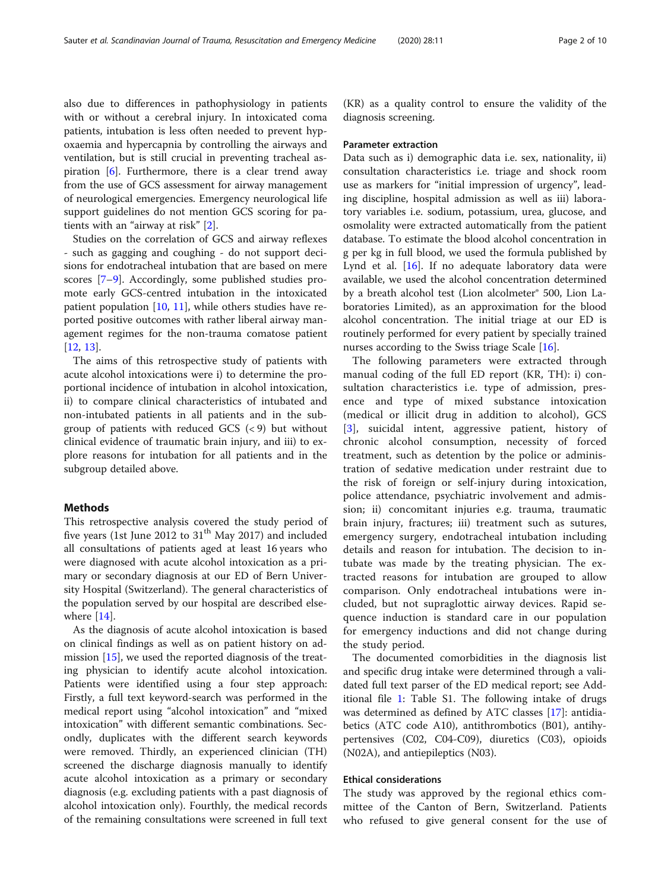also due to differences in pathophysiology in patients with or without a cerebral injury. In intoxicated coma patients, intubation is less often needed to prevent hypoxaemia and hypercapnia by controlling the airways and ventilation, but is still crucial in preventing tracheal aspiration [6]. Furthermore, there is a clear trend away from the use of GCS assessment for airway management of neurological emergencies. Emergency neurological life support guidelines do not mention GCS scoring for patients with an "airway at risk" [2].

Studies on the correlation of GCS and airway reflexes - such as gagging and coughing - do not support decisions for endotracheal intubation that are based on mere scores [7–9]. Accordingly, some published studies promote early GCS-centred intubation in the intoxicated patient population [10, 11], while others studies have reported positive outcomes with rather liberal airway management regimes for the non-trauma comatose patient [12, 13].

The aims of this retrospective study of patients with acute alcohol intoxications were i) to determine the proportional incidence of intubation in alcohol intoxication, ii) to compare clinical characteristics of intubated and non-intubated patients in all patients and in the subgroup of patients with reduced GCS (< 9) but without clinical evidence of traumatic brain injury, and iii) to explore reasons for intubation for all patients and in the subgroup detailed above.

## Methods

This retrospective analysis covered the study period of five years (1st June 2012 to 31th May 2017) and included all consultations of patients aged at least 16 years who were diagnosed with acute alcohol intoxication as a primary or secondary diagnosis at our ED of Bern University Hospital (Switzerland). The general characteristics of the population served by our hospital are described elsewhere [14].

As the diagnosis of acute alcohol intoxication is based on clinical findings as well as on patient history on admission [15], we used the reported diagnosis of the treating physician to identify acute alcohol intoxication. Patients were identified using a four step approach: Firstly, a full text keyword-search was performed in the medical report using "alcohol intoxication" and "mixed intoxication" with different semantic combinations. Secondly, duplicates with the different search keywords were removed. Thirdly, an experienced clinician (TH) screened the discharge diagnosis manually to identify acute alcohol intoxication as a primary or secondary diagnosis (e.g. excluding patients with a past diagnosis of alcohol intoxication only). Fourthly, the medical records of the remaining consultations were screened in full text (KR) as a quality control to ensure the validity of the diagnosis screening.

### Parameter extraction

Data such as i) demographic data i.e. sex, nationality, ii) consultation characteristics i.e. triage and shock room use as markers for "initial impression of urgency", leading discipline, hospital admission as well as iii) laboratory variables i.e. sodium, potassium, urea, glucose, and osmolality were extracted automatically from the patient database. To estimate the blood alcohol concentration in g per kg in full blood, we used the formula published by Lynd et al. [16]. If no adequate laboratory data were available, we used the alcohol concentration determined by a breath alcohol test (Lion alcolmeter® 500, Lion Laboratories Limited), as an approximation for the blood alcohol concentration. The initial triage at our ED is routinely performed for every patient by specially trained nurses according to the Swiss triage Scale [16].

The following parameters were extracted through manual coding of the full ED report (KR, TH): i) consultation characteristics i.e. type of admission, presence and type of mixed substance intoxication (medical or illicit drug in addition to alcohol), GCS [3], suicidal intent, aggressive patient, history of chronic alcohol consumption, necessity of forced treatment, such as detention by the police or administration of sedative medication under restraint due to the risk of foreign or self-injury during intoxication, police attendance, psychiatric involvement and admission; ii) concomitant injuries e.g. trauma, traumatic brain injury, fractures; iii) treatment such as sutures, emergency surgery, endotracheal intubation including details and reason for intubation. The decision to intubate was made by the treating physician. The extracted reasons for intubation are grouped to allow comparison. Only endotracheal intubations were included, but not supraglottic airway devices. Rapid sequence induction is standard care in our population for emergency inductions and did not change during the study period.

The documented comorbidities in the diagnosis list and specific drug intake were determined through a validated full text parser of the ED medical report; see Additional file 1: Table S1. The following intake of drugs was determined as defined by ATC classes [17]: antidiabetics (ATC code A10), antithrombotics (B01), antihypertensives (C02, C04-C09), diuretics (C03), opioids (N02A), and antiepileptics (N03).

### Ethical considerations

The study was approved by the regional ethics committee of the Canton of Bern, Switzerland. Patients who refused to give general consent for the use of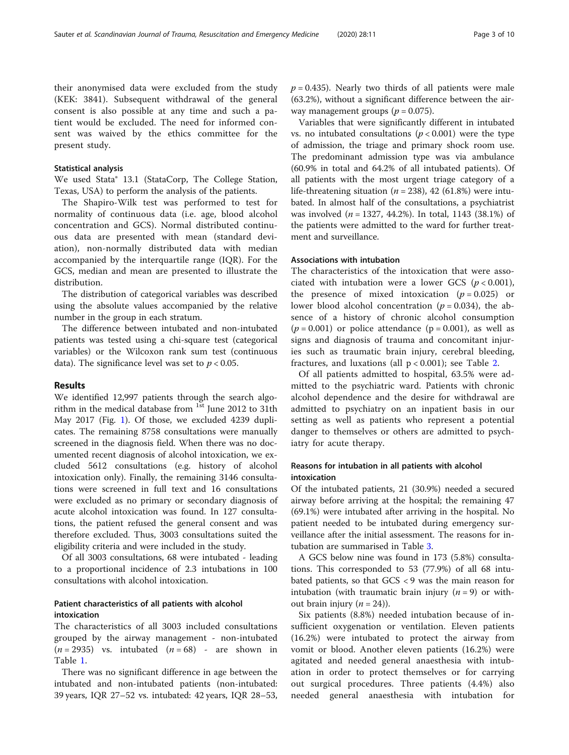their anonymised data were excluded from the study (KEK: 3841). Subsequent withdrawal of the general consent is also possible at any time and such a patient would be excluded. The need for informed consent was waived by the ethics committee for the present study.

### Statistical analysis

We used Stata® 13.1 (StataCorp, The College Station, Texas, USA) to perform the analysis of the patients.

The Shapiro-Wilk test was performed to test for normality of continuous data (i.e. age, blood alcohol concentration and GCS). Normal distributed continuous data are presented with mean (standard deviation), non-normally distributed data with median accompanied by the interquartile range (IQR). For the GCS, median and mean are presented to illustrate the distribution.

The distribution of categorical variables was described using the absolute values accompanied by the relative number in the group in each stratum.

The difference between intubated and non-intubated patients was tested using a chi-square test (categorical variables) or the Wilcoxon rank sum test (continuous data). The significance level was set to $p < 0.05$.

## Results

We identified 12,997 patients through the search algorithm in the medical database from 1st June 2012 to 31th May 2017 (Fig. 1). Of those, we excluded 4239 duplicates. The remaining 8758 consultations were manually screened in the diagnosis field. When there was no documented recent diagnosis of alcohol intoxication, we excluded 5612 consultations (e.g. history of alcohol intoxication only). Finally, the remaining 3146 consultations were screened in full text and 16 consultations were excluded as no primary or secondary diagnosis of acute alcohol intoxication was found. In 127 consultations, the patient refused the general consent and was therefore excluded. Thus, 3003 consultations suited the eligibility criteria and were included in the study.

Of all 3003 consultations, 68 were intubated - leading to a proportional incidence of 2.3 intubations in 100 consultations with alcohol intoxication.

### Patient characteristics of all patients with alcohol intoxication

The characteristics of all 3003 included consultations grouped by the airway management - non-intubated ($n = 2935$) vs. intubated ($n = 68$) - are shown in Table 1.

There was no significant difference in age between the intubated and non-intubated patients (non-intubated: 39 years, IQR 27–52 vs. intubated: 42 years, IQR 28–53, $p = 0.435$). Nearly two thirds of all patients were male (63.2%), without a significant difference between the airway management groups ($p = 0.075$).

Variables that were significantly different in intubated vs. no intubated consultations ($p < 0.001$) were the type of admission, the triage and primary shock room use. The predominant admission type was via ambulance (60.9% in total and 64.2% of all intubated patients). Of all patients with the most urgent triage category of a life-threatening situation ($n = 238$), 42 (61.8%) were intubated. In almost half of the consultations, a psychiatrist was involved ($n = 1327$, 44.2%). In total, 1143 (38.1%) of the patients were admitted to the ward for further treatment and surveillance.

### Associations with intubation

The characteristics of the intoxication that were associated with intubation were a lower GCS ($p < 0.001$), the presence of mixed intoxication ($p = 0.025$) or lower blood alcohol concentration ($p = 0.034$), the absence of a history of chronic alcohol consumption ($p = 0.001$) or police attendance ($p = 0.001$), as well as signs and diagnosis of trauma and concomitant injuries such as traumatic brain injury, cerebral bleeding, fractures, and luxations (all $p < 0.001$); see Table 2.

Of all patients admitted to hospital, 63.5% were admitted to the psychiatric ward. Patients with chronic alcohol dependence and the desire for withdrawal are admitted to psychiatry on an inpatient basis in our setting as well as patients who represent a potential danger to themselves or others are admitted to psychiatry for acute therapy.

### Reasons for intubation in all patients with alcohol intoxication

Of the intubated patients, 21 (30.9%) needed a secured airway before arriving at the hospital; the remaining 47 (69.1%) were intubated after arriving in the hospital. No patient needed to be intubated during emergency surveillance after the initial assessment. The reasons for intubation are summarised in Table 3.

A GCS below nine was found in 173 (5.8%) consultations. This corresponded to 53 (77.9%) of all 68 intubated patients, so that GCS < 9 was the main reason for intubation (with traumatic brain injury ($n = 9$) or without brain injury ($n = 24$)).

Six patients (8.8%) needed intubation because of insufficient oxygenation or ventilation. Eleven patients (16.2%) were intubated to protect the airway from vomit or blood. Another eleven patients (16.2%) were agitated and needed general anaesthesia with intubation in order to protect themselves or for carrying out surgical procedures. Three patients (4.4%) also needed general anaesthesia with intubation for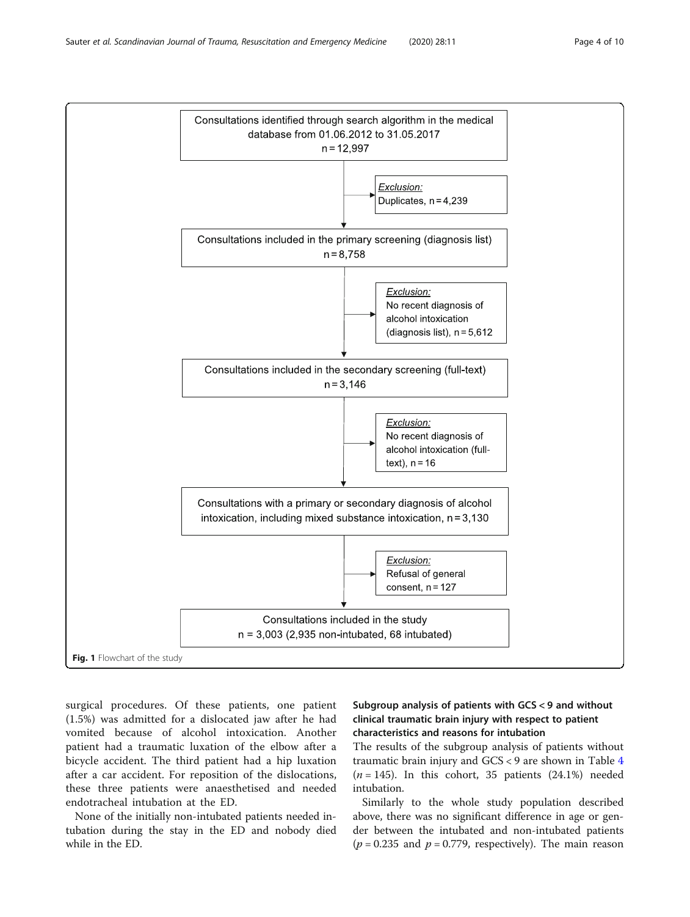Consultations identified through search algorithm in the medical database from 01.06.2012 to 31.05.2017
n = 12,997

Exclusion:
Duplicates, n = 4,239

Consultations included in the primary screening (diagnosis list)
n = 8,758

Exclusion:
No recent diagnosis of alcohol intoxication (diagnosis list), n = 5,612

Consultations included in the secondary screening (full-text)
n = 3,146

Exclusion:
No recent diagnosis of alcohol intoxication (full-text), n = 16

Consultations with a primary or secondary diagnosis of alcohol intoxication, including mixed substance intoxication, n = 3,130

Exclusion:
Refusal of general consent, n = 127

Consultations included in the study
n = 3,003 (2,935 non-intubated, 68 intubated)

**Fig. 1** Flowchart of the study

surgical procedures. Of these patients, one patient (1.5%) was admitted for a dislocated jaw after he had vomited because of alcohol intoxication. Another patient had a traumatic luxation of the elbow after a bicycle accident. The third patient had a hip luxation after a car accident. For reposition of the dislocations, these three patients were anaesthetised and needed endotracheal intubation at the ED.

None of the initially non-intubated patients needed intubation during the stay in the ED and nobody died while in the ED.

### Subgroup analysis of patients with GCS < 9 and without clinical traumatic brain injury with respect to patient characteristics and reasons for intubation

The results of the subgroup analysis of patients without traumatic brain injury and GCS < 9 are shown in Table 4 ($n = 145$). In this cohort, 35 patients (24.1%) needed intubation.

Similarly to the whole study population described above, there was no significant difference in age or gender between the intubated and non-intubated patients ($p = 0.235$ and $p = 0.779$, respectively). The main reason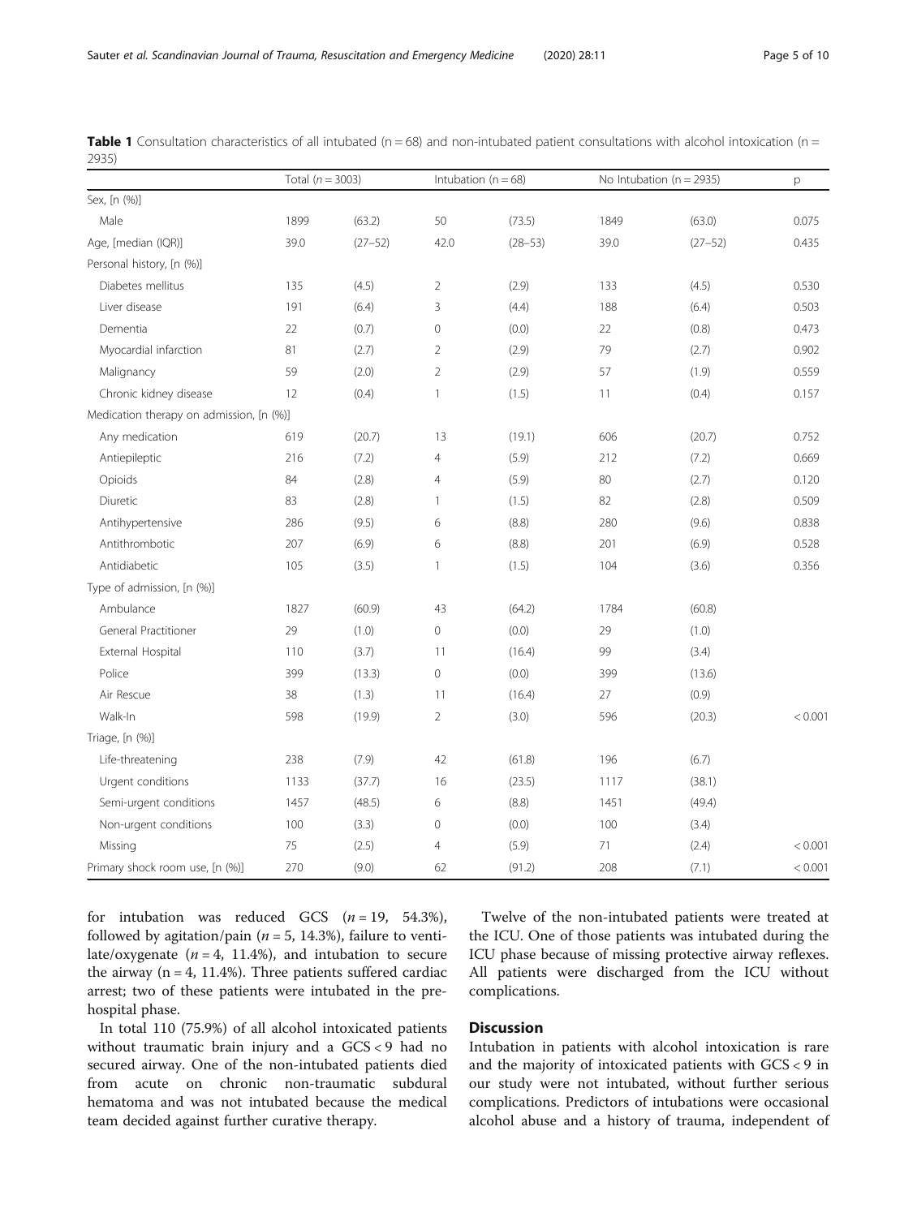**Table 1** Consultation characteristics of all intubated (n = 68) and non-intubated patient consultations with alcohol intoxication (n = 2935)

| | Total (n = 3003) | | Intubation (n = 68) | | No Intubation (n = 2935) | | p |
|---|---|---|---|---|---|---|---|
| Sex, [n (%)] | | | | | | | |
| Male | 1899 | (63.2) | 50 | (73.5) | 1849 | (63.0) | 0.075 |
| Age, [median (IQR)] | 39.0 | (27–52) | 42.0 | (28–53) | 39.0 | (27–52) | 0.435 |
| Personal history, [n (%)] | | | | | | | |
| Diabetes mellitus | 135 | (4.5) | 2 | (2.9) | 133 | (4.5) | 0.530 |
| Liver disease | 191 | (6.4) | 3 | (4.4) | 188 | (6.4) | 0.503 |
| Dementia | 22 | (0.7) | 0 | (0.0) | 22 | (0.8) | 0.473 |
| Myocardial infarction | 81 | (2.7) | 2 | (2.9) | 79 | (2.7) | 0.902 |
| Malignancy | 59 | (2.0) | 2 | (2.9) | 57 | (1.9) | 0.559 |
| Chronic kidney disease | 12 | (0.4) | 1 | (1.5) | 11 | (0.4) | 0.157 |
| Medication therapy on admission, [n (%)] | | | | | | | |
| Any medication | 619 | (20.7) | 13 | (19.1) | 606 | (20.7) | 0.752 |
| Antiepileptic | 216 | (7.2) | 4 | (5.9) | 212 | (7.2) | 0.669 |
| Opioids | 84 | (2.8) | 4 | (5.9) | 80 | (2.7) | 0.120 |
| Diuretic | 83 | (2.8) | 1 | (1.5) | 82 | (2.8) | 0.509 |
| Antihypertensive | 286 | (9.5) | 6 | (8.8) | 280 | (9.6) | 0.838 |
| Antithrombotic | 207 | (6.9) | 6 | (8.8) | 201 | (6.9) | 0.528 |
| Antidiabetic | 105 | (3.5) | 1 | (1.5) | 104 | (3.6) | 0.356 |
| Type of admission, [n (%)] | | | | | | | |
| Ambulance | 1827 | (60.9) | 43 | (64.2) | 1784 | (60.8) | |
| General Practitioner | 29 | (1.0) | 0 | (0.0) | 29 | (1.0) | |
| External Hospital | 110 | (3.7) | 11 | (16.4) | 99 | (3.4) | |
| Police | 399 | (13.3) | 0 | (0.0) | 399 | (13.6) | |
| Air Rescue | 38 | (1.3) | 11 | (16.4) | 27 | (0.9) | |
| Walk-In | 598 | (19.9) | 2 | (3.0) | 596 | (20.3) | < 0.001 |
| Triage, [n (%)] | | | | | | | |
| Life-threatening | 238 | (7.9) | 42 | (61.8) | 196 | (6.7) | |
| Urgent conditions | 1133 | (37.7) | 16 | (23.5) | 1117 | (38.1) | |
| Semi-urgent conditions | 1457 | (48.5) | 6 | (8.8) | 1451 | (49.4) | |
| Non-urgent conditions | 100 | (3.3) | 0 | (0.0) | 100 | (3.4) | |
| Missing | 75 | (2.5) | 4 | (5.9) | 71 | (2.4) | < 0.001 |
| Primary shock room use, [n (%)] | 270 | (9.0) | 62 | (91.2) | 208 | (7.1) | < 0.001 |

for intubation was reduced GCS ($n = 19$, 54.3%), followed by agitation/pain ($n = 5$, 14.3%), failure to ventilate/oxygenate ($n = 4$, 11.4%), and intubation to secure the airway ($n = 4$, 11.4%). Three patients suffered cardiac arrest; two of these patients were intubated in the prehospital phase.

In total 110 (75.9%) of all alcohol intoxicated patients without traumatic brain injury and a GCS < 9 had no secured airway. One of the non-intubated patients died from acute on chronic non-traumatic subdural hematoma and was not intubated because the medical team decided against further curative therapy.

Twelve of the non-intubated patients were treated at the ICU. One of those patients was intubated during the ICU phase because of missing protective airway reflexes. All patients were discharged from the ICU without complications.

## Discussion

Intubation in patients with alcohol intoxication is rare and the majority of intoxicated patients with GCS < 9 in our study were not intubated, without further serious complications. Predictors of intubations were occasional alcohol abuse and a history of trauma, independent of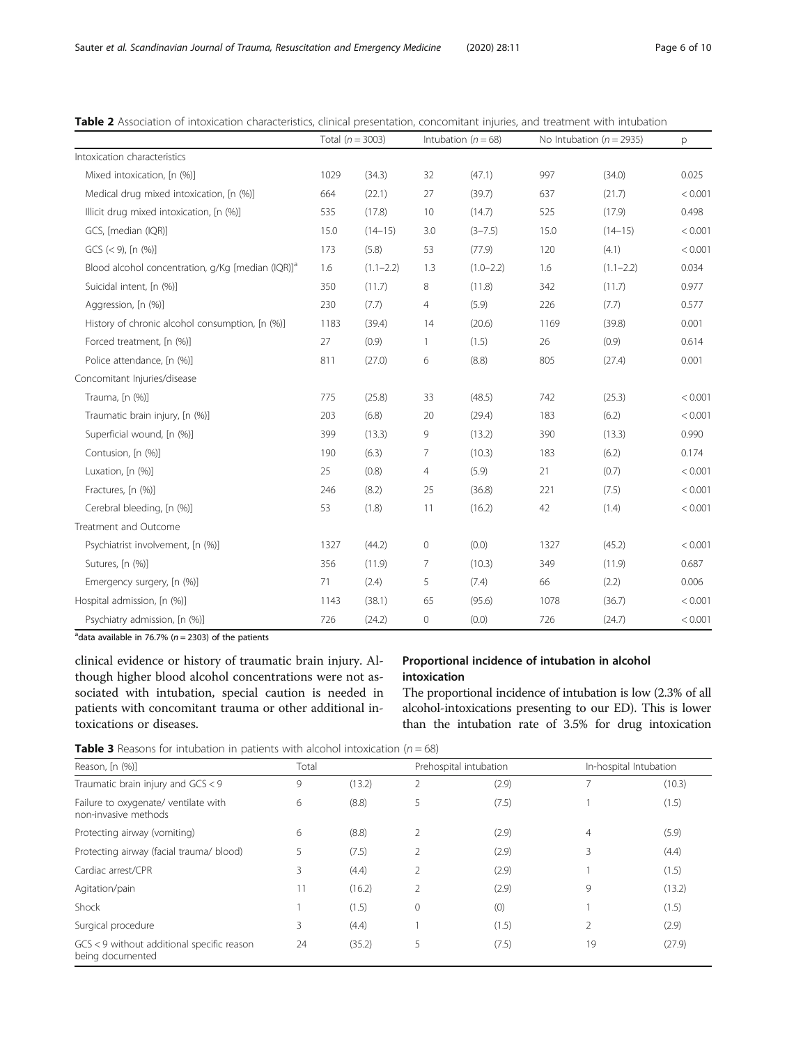**Table 2** Association of intoxication characteristics, clinical presentation, concomitant injuries, and treatment with intubation

| | Total ($n = 3003$) | | Intubation ($n = 68$) | | No Intubation ($n = 2935$) | | p |
|---|---|---|---|---|---|---|---|
| Intoxication characteristics | | | | | | | |
| Mixed intoxication, [n (%)] | 1029 | (34.3) | 32 | (47.1) | 997 | (34.0) | 0.025 |
| Medical drug mixed intoxication, [n (%)] | 664 | (22.1) | 27 | (39.7) | 637 | (21.7) | < 0.001 |
| Illicit drug mixed intoxication, [n (%)] | 535 | (17.8) | 10 | (14.7) | 525 | (17.9) | 0.498 |
| GCS, [median (IQR)] | 15.0 | (14–15) | 3.0 | (3–7.5) | 15.0 | (14–15) | < 0.001 |
| GCS (< 9), [n (%)] | 173 | (5.8) | 53 | (77.9) | 120 | (4.1) | < 0.001 |
| Blood alcohol concentration, g/Kg [median (IQR)][a] | 1.6 | (1.1–2.2) | 1.3 | (1.0–2.2) | 1.6 | (1.1–2.2) | 0.034 |
| Suicidal intent, [n (%)] | 350 | (11.7) | 8 | (11.8) | 342 | (11.7) | 0.977 |
| Aggression, [n (%)] | 230 | (7.7) | 4 | (5.9) | 226 | (7.7) | 0.577 |
| History of chronic alcohol consumption, [n (%)] | 1183 | (39.4) | 14 | (20.6) | 1169 | (39.8) | 0.001 |
| Forced treatment, [n (%)] | 27 | (0.9) | 1 | (1.5) | 26 | (0.9) | 0.614 |
| Police attendance, [n (%)] | 811 | (27.0) | 6 | (8.8) | 805 | (27.4) | 0.001 |
| Concomitant Injuries/disease | | | | | | | |
| Trauma, [n (%)] | 775 | (25.8) | 33 | (48.5) | 742 | (25.3) | < 0.001 |
| Traumatic brain injury, [n (%)] | 203 | (6.8) | 20 | (29.4) | 183 | (6.2) | < 0.001 |
| Superficial wound, [n (%)] | 399 | (13.3) | 9 | (13.2) | 390 | (13.3) | 0.990 |
| Contusion, [n (%)] | 190 | (6.3) | 7 | (10.3) | 183 | (6.2) | 0.174 |
| Luxation, [n (%)] | 25 | (0.8) | 4 | (5.9) | 21 | (0.7) | < 0.001 |
| Fractures, [n (%)] | 246 | (8.2) | 25 | (36.8) | 221 | (7.5) | < 0.001 |
| Cerebral bleeding, [n (%)] | 53 | (1.8) | 11 | (16.2) | 42 | (1.4) | < 0.001 |
| Treatment and Outcome | | | | | | | |
| Psychiatrist involvement, [n (%)] | 1327 | (44.2) | 0 | (0.0) | 1327 | (45.2) | < 0.001 |
| Sutures, [n (%)] | 356 | (11.9) | 7 | (10.3) | 349 | (11.9) | 0.687 |
| Emergency surgery, [n (%)] | 71 | (2.4) | 5 | (7.4) | 66 | (2.2) | 0.006 |
| Hospital admission, [n (%)] | 1143 | (38.1) | 65 | (95.6) | 1078 | (36.7) | < 0.001 |
| Psychiatry admission, [n (%)] | 726 | (24.2) | 0 | (0.0) | 726 | (24.7) | < 0.001 |

[a]data available in 76.7% ($n = 2303$) of the patients

clinical evidence or history of traumatic brain injury. Although higher blood alcohol concentrations were not associated with intubation, special caution is needed in patients with concomitant trauma or other additional intoxications or diseases.

## Proportional incidence of intubation in alcohol intoxication

The proportional incidence of intubation is low (2.3% of all alcohol-intoxications presenting to our ED). This is lower than the intubation rate of 3.5% for drug intoxication

**Table 3** Reasons for intubation in patients with alcohol intoxication ($n = 68$)

| Reason, [n (%)] | Total | | Prehospital intubation | | In-hospital Intubation | |
|---|---|---|---|---|---|---|
| Traumatic brain injury and GCS < 9 | 9 | (13.2) | 2 | (2.9) | 7 | (10.3) |
| Failure to oxygenate/ ventilate with non-invasive methods | 6 | (8.8) | 5 | (7.5) | 1 | (1.5) |
| Protecting airway (vomiting) | 6 | (8.8) | 2 | (2.9) | 4 | (5.9) |
| Protecting airway (facial trauma/ blood) | 5 | (7.5) | 2 | (2.9) | 3 | (4.4) |
| Cardiac arrest/CPR | 3 | (4.4) | 2 | (2.9) | 1 | (1.5) |
| Agitation/pain | 11 | (16.2) | 2 | (2.9) | 9 | (13.2) |
| Shock | 1 | (1.5) | 0 | (0) | 1 | (1.5) |
| Surgical procedure | 3 | (4.4) | 1 | (1.5) | 2 | (2.9) |
| GCS < 9 without additional specific reason being documented | 24 | (35.2) | 5 | (7.5) | 19 | (27.9) |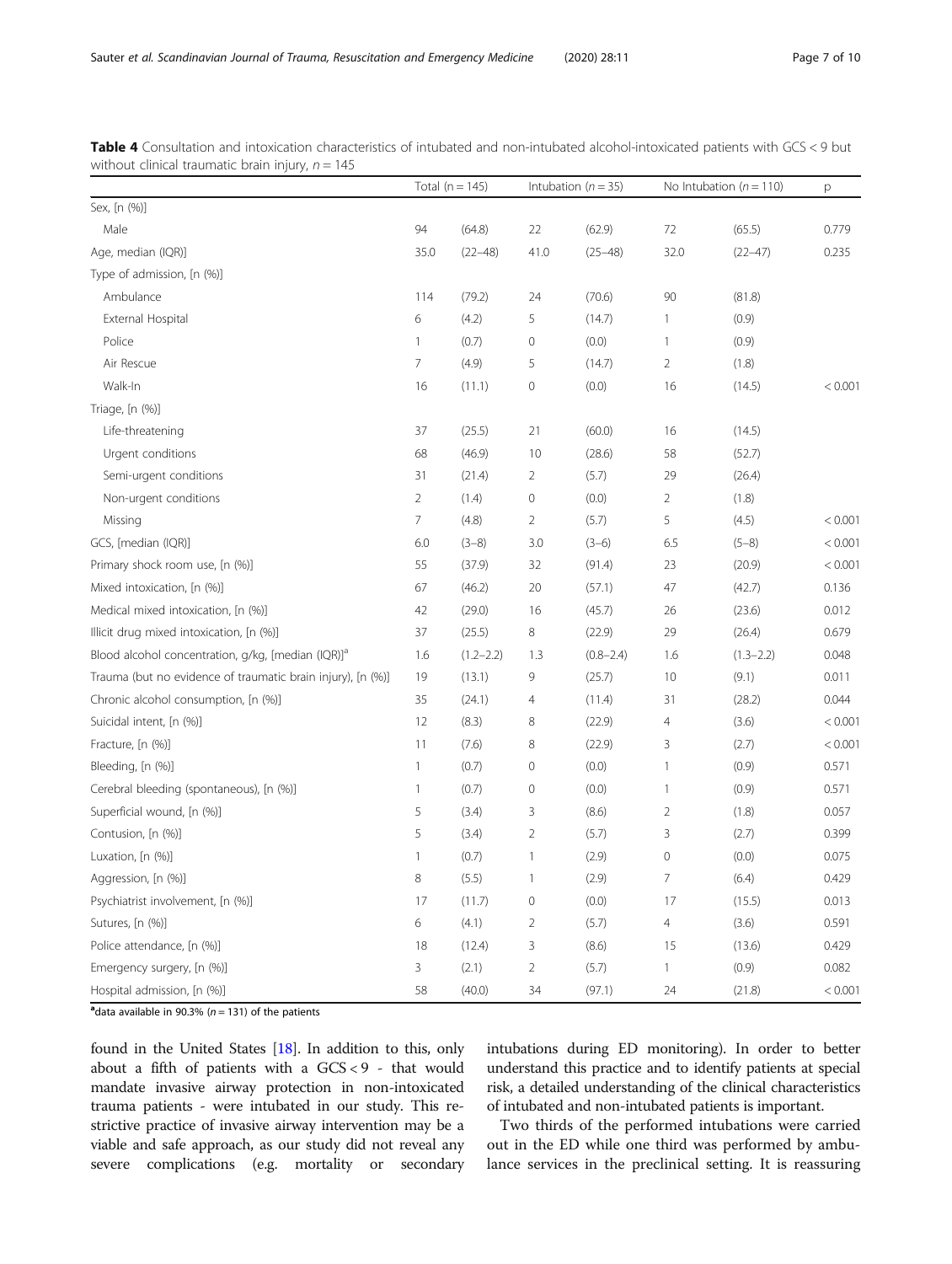**Table 4** Consultation and intoxication characteristics of intubated and non-intubated alcohol-intoxicated patients with GCS < 9 but without clinical traumatic brain injury, $n = 145$

| | Total (n = 145) | | Intubation (n = 35) | | No Intubation (n = 110) | | p |
|---|---|---|---|---|---|---|---|
| Sex, [n (%)] | | | | | | | |
| Male | 94 | (64.8) | 22 | (62.9) | 72 | (65.5) | 0.779 |
| Age, median (IQR)] | 35.0 | (22–48) | 41.0 | (25–48) | 32.0 | (22–47) | 0.235 |
| Type of admission, [n (%)] | | | | | | | |
| Ambulance | 114 | (79.2) | 24 | (70.6) | 90 | (81.8) | |
| External Hospital | 6 | (4.2) | 5 | (14.7) | 1 | (0.9) | |
| Police | 1 | (0.7) | 0 | (0.0) | 1 | (0.9) | |
| Air Rescue | 7 | (4.9) | 5 | (14.7) | 2 | (1.8) | |
| Walk-In | 16 | (11.1) | 0 | (0.0) | 16 | (14.5) | < 0.001 |
| Triage, [n (%)] | | | | | | | |
| Life-threatening | 37 | (25.5) | 21 | (60.0) | 16 | (14.5) | |
| Urgent conditions | 68 | (46.9) | 10 | (28.6) | 58 | (52.7) | |
| Semi-urgent conditions | 31 | (21.4) | 2 | (5.7) | 29 | (26.4) | |
| Non-urgent conditions | 2 | (1.4) | 0 | (0.0) | 2 | (1.8) | |
| Missing | 7 | (4.8) | 2 | (5.7) | 5 | (4.5) | < 0.001 |
| GCS, [median (IQR)] | 6.0 | (3–8) | 3.0 | (3–6) | 6.5 | (5–8) | < 0.001 |
| Primary shock room use, [n (%)] | 55 | (37.9) | 32 | (91.4) | 23 | (20.9) | < 0.001 |
| Mixed intoxication, [n (%)] | 67 | (46.2) | 20 | (57.1) | 47 | (42.7) | 0.136 |
| Medical mixed intoxication, [n (%)] | 42 | (29.0) | 16 | (45.7) | 26 | (23.6) | 0.012 |
| Illicit drug mixed intoxication, [n (%)] | 37 | (25.5) | 8 | (22.9) | 29 | (26.4) | 0.679 |
| Blood alcohol concentration, g/kg, [median (IQR)][a] | 1.6 | (1.2–2.2) | 1.3 | (0.8–2.4) | 1.6 | (1.3–2.2) | 0.048 |
| Trauma (but no evidence of traumatic brain injury), [n (%)] | 19 | (13.1) | 9 | (25.7) | 10 | (9.1) | 0.011 |
| Chronic alcohol consumption, [n (%)] | 35 | (24.1) | 4 | (11.4) | 31 | (28.2) | 0.044 |
| Suicidal intent, [n (%)] | 12 | (8.3) | 8 | (22.9) | 4 | (3.6) | < 0.001 |
| Fracture, [n (%)] | 11 | (7.6) | 8 | (22.9) | 3 | (2.7) | < 0.001 |
| Bleeding, [n (%)] | 1 | (0.7) | 0 | (0.0) | 1 | (0.9) | 0.571 |
| Cerebral bleeding (spontaneous), [n (%)] | 1 | (0.7) | 0 | (0.0) | 1 | (0.9) | 0.571 |
| Superficial wound, [n (%)] | 5 | (3.4) | 3 | (8.6) | 2 | (1.8) | 0.057 |
| Contusion, [n (%)] | 5 | (3.4) | 2 | (5.7) | 3 | (2.7) | 0.399 |
| Luxation, [n (%)] | 1 | (0.7) | 1 | (2.9) | 0 | (0.0) | 0.075 |
| Aggression, [n (%)] | 8 | (5.5) | 1 | (2.9) | 7 | (6.4) | 0.429 |
| Psychiatrist involvement, [n (%)] | 17 | (11.7) | 0 | (0.0) | 17 | (15.5) | 0.013 |
| Sutures, [n (%)] | 6 | (4.1) | 2 | (5.7) | 4 | (3.6) | 0.591 |
| Police attendance, [n (%)] | 18 | (12.4) | 3 | (8.6) | 15 | (13.6) | 0.429 |
| Emergency surgery, [n (%)] | 3 | (2.1) | 2 | (5.7) | 1 | (0.9) | 0.082 |
| Hospital admission, [n (%)] | 58 | (40.0) | 34 | (97.1) | 24 | (21.8) | < 0.001 |

[a]data available in 90.3% ($n = 131$) of the patients

found in the United States [18]. In addition to this, only about a fifth of patients with a GCS < 9 - that would mandate invasive airway protection in non-intoxicated trauma patients - were intubated in our study. This restrictive practice of invasive airway intervention may be a viable and safe approach, as our study did not reveal any severe complications (e.g. mortality or secondary intubations during ED monitoring). In order to better understand this practice and to identify patients at special risk, a detailed understanding of the clinical characteristics of intubated and non-intubated patients is important.

Two thirds of the performed intubations were carried out in the ED while one third was performed by ambulance services in the preclinical setting. It is reassuring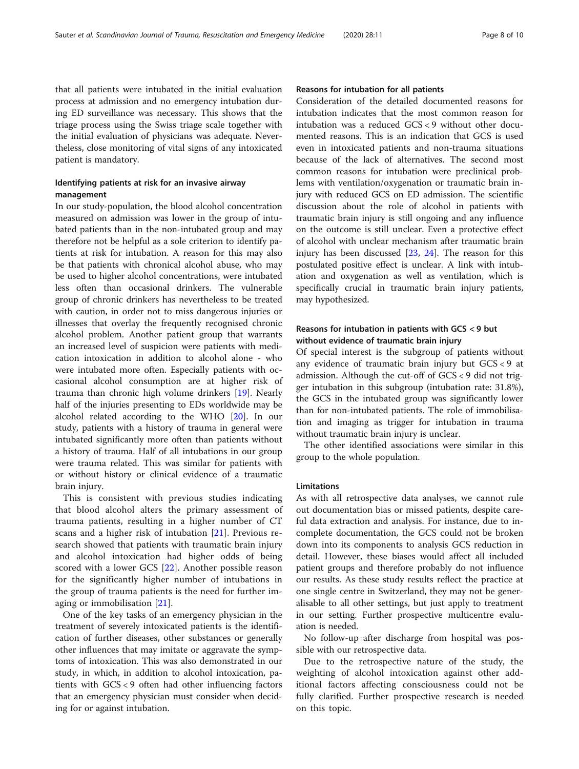that all patients were intubated in the initial evaluation process at admission and no emergency intubation during ED surveillance was necessary. This shows that the triage process using the Swiss triage scale together with the initial evaluation of physicians was adequate. Nevertheless, close monitoring of vital signs of any intoxicated patient is mandatory.

### Identifying patients at risk for an invasive airway management

In our study-population, the blood alcohol concentration measured on admission was lower in the group of intubated patients than in the non-intubated group and may therefore not be helpful as a sole criterion to identify patients at risk for intubation. A reason for this may also be that patients with chronical alcohol abuse, who may be used to higher alcohol concentrations, were intubated less often than occasional drinkers. The vulnerable group of chronic drinkers has nevertheless to be treated with caution, in order not to miss dangerous injuries or illnesses that overlay the frequently recognised chronic alcohol problem. Another patient group that warrants an increased level of suspicion were patients with medication intoxication in addition to alcohol alone - who were intubated more often. Especially patients with occasional alcohol consumption are at higher risk of trauma than chronic high volume drinkers [19]. Nearly half of the injuries presenting to EDs worldwide may be alcohol related according to the WHO [20]. In our study, patients with a history of trauma in general were intubated significantly more often than patients without a history of trauma. Half of all intubations in our group were trauma related. This was similar for patients with or without history or clinical evidence of a traumatic brain injury.

This is consistent with previous studies indicating that blood alcohol alters the primary assessment of trauma patients, resulting in a higher number of CT scans and a higher risk of intubation [21]. Previous research showed that patients with traumatic brain injury and alcohol intoxication had higher odds of being scored with a lower GCS [22]. Another possible reason for the significantly higher number of intubations in the group of trauma patients is the need for further imaging or immobilisation [21].

One of the key tasks of an emergency physician in the treatment of severely intoxicated patients is the identification of further diseases, other substances or generally other influences that may imitate or aggravate the symptoms of intoxication. This was also demonstrated in our study, in which, in addition to alcohol intoxication, patients with GCS < 9 often had other influencing factors that an emergency physician must consider when deciding for or against intubation.

### Reasons for intubation for all patients

Consideration of the detailed documented reasons for intubation indicates that the most common reason for intubation was a reduced GCS < 9 without other documented reasons. This is an indication that GCS is used even in intoxicated patients and non-trauma situations because of the lack of alternatives. The second most common reasons for intubation were preclinical problems with ventilation/oxygenation or traumatic brain injury with reduced GCS on ED admission. The scientific discussion about the role of alcohol in patients with traumatic brain injury is still ongoing and any influence on the outcome is still unclear. Even a protective effect of alcohol with unclear mechanism after traumatic brain injury has been discussed [23, 24]. The reason for this postulated positive effect is unclear. A link with intubation and oxygenation as well as ventilation, which is specifically crucial in traumatic brain injury patients, may hypothesized.

### Reasons for intubation in patients with GCS < 9 but without evidence of traumatic brain injury

Of special interest is the subgroup of patients without any evidence of traumatic brain injury but GCS < 9 at admission. Although the cut-off of GCS < 9 did not trigger intubation in this subgroup (intubation rate: 31.8%), the GCS in the intubated group was significantly lower than for non-intubated patients. The role of immobilisation and imaging as trigger for intubation in trauma without traumatic brain injury is unclear.

The other identified associations were similar in this group to the whole population.

### Limitations

As with all retrospective data analyses, we cannot rule out documentation bias or missed patients, despite careful data extraction and analysis. For instance, due to incomplete documentation, the GCS could not be broken down into its components to analysis GCS reduction in detail. However, these biases would affect all included patient groups and therefore probably do not influence our results. As these study results reflect the practice at one single centre in Switzerland, they may not be generalisable to all other settings, but just apply to treatment in our setting. Further prospective multicentre evaluation is needed.

No follow-up after discharge from hospital was possible with our retrospective data.

Due to the retrospective nature of the study, the weighting of alcohol intoxication against other additional factors affecting consciousness could not be fully clarified. Further prospective research is needed on this topic.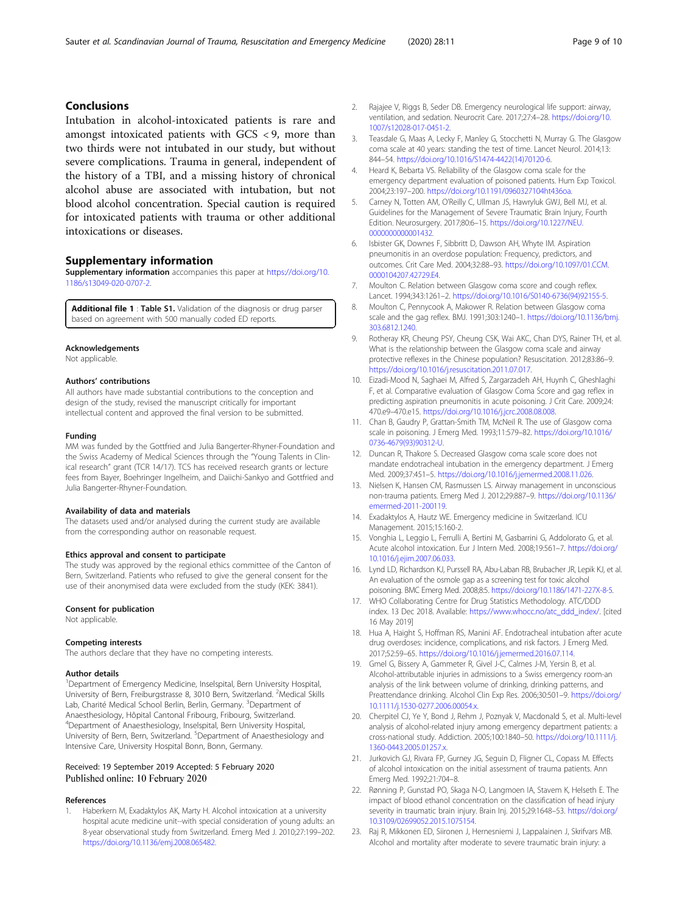## Conclusions

Intubation in alcohol-intoxicated patients is rare and amongst intoxicated patients with GCS < 9, more than two thirds were not intubated in our study, but without severe complications. Trauma in general, independent of the history of a TBI, and a missing history of chronical alcohol abuse are associated with intubation, but not blood alcohol concentration. Special caution is required for intoxicated patients with trauma or other additional intoxications or diseases.

## Supplementary information

**Supplementary information** accompanies this paper at https://doi.org/10.1186/s13049-020-0707-2.

**Additional file 1** : **Table S1.** Validation of the diagnosis or drug parser based on agreement with 500 manually coded ED reports.

### Acknowledgements

Not applicable.

### Authors' contributions

All authors have made substantial contributions to the conception and design of the study, revised the manuscript critically for important intellectual content and approved the final version to be submitted.

### Funding

MM was funded by the Gottfried and Julia Bangerter-Rhyner-Foundation and the Swiss Academy of Medical Sciences through the "Young Talents in Clinical research" grant (TCR 14/17). TCS has received research grants or lecture fees from Bayer, Boehringer Ingelheim, and Daiichi-Sankyo and Gottfried and Julia Bangerter-Rhyner-Foundation.

### Availability of data and materials

The datasets used and/or analysed during the current study are available from the corresponding author on reasonable request.

### Ethics approval and consent to participate

The study was approved by the regional ethics committee of the Canton of Bern, Switzerland. Patients who refused to give the general consent for the use of their anonymised data were excluded from the study (KEK: 3841).

### Consent for publication

Not applicable.

### Competing interests

The authors declare that they have no competing interests.

### Author details

[1]Department of Emergency Medicine, Inselspital, Bern University Hospital, University of Bern, Freiburgstrasse 8, 3010 Bern, Switzerland. [2]Medical Skills Lab, Charité Medical School Berlin, Berlin, Germany. [3]Department of Anaesthesiology, Hôpital Cantonal Fribourg, Fribourg, Switzerland. [4]Department of Anaesthesiology, Inselspital, Bern University Hospital, University of Bern, Bern, Switzerland. [5]Department of Anaesthesiology and Intensive Care, University Hospital Bonn, Bonn, Germany.

Received: 19 September 2019 Accepted: 5 February 2020
Published online: 10 February 2020

### References

1. Haberkern M, Exadaktylos AK, Marty H. Alcohol intoxication at a university hospital acute medicine unit--with special consideration of young adults: an 8-year observational study from Switzerland. Emerg Med J. 2010;27:199–202. https://doi.org/10.1136/emj.2008.065482.
2. Rajajee V, Riggs B, Seder DB. Emergency neurological life support: airway, ventilation, and sedation. Neurocrit Care. 2017;27:4–28. https://doi.org/10.1007/s12028-017-0451-2.
3. Teasdale G, Maas A, Lecky F, Manley G, Stocchetti N, Murray G. The Glasgow coma scale at 40 years: standing the test of time. Lancet Neurol. 2014;13:844–54. https://doi.org/10.1016/S1474-4422(14)70120-6.
4. Heard K, Bebarta VS. Reliability of the Glasgow coma scale for the emergency department evaluation of poisoned patients. Hum Exp Toxicol. 2004;23:197–200. https://doi.org/10.1191/0960327104ht436oa.
5. Carney N, Totten AM, O'Reilly C, Ullman JS, Hawryluk GWJ, Bell MJ, et al. Guidelines for the Management of Severe Traumatic Brain Injury, Fourth Edition. Neurosurgery. 2017;80:6–15. https://doi.org/10.1227/NEU.0000000000001432.
6. Isbister GK, Downes F, Sibbritt D, Dawson AH, Whyte IM. Aspiration pneumonitis in an overdose population: Frequency, predictors, and outcomes. Crit Care Med. 2004;32:88–93. https://doi.org/10.1097/01.CCM.0000104207.42729.E4.
7. Moulton C. Relation between Glasgow coma score and cough reflex. Lancet. 1994;343:1261–2. https://doi.org/10.1016/S0140-6736(94)92155-5.
8. Moulton C, Pennycook A, Makower R. Relation between Glasgow coma scale and the gag reflex. BMJ. 1991;303:1240–1. https://doi.org/10.1136/bmj.303.6812.1240.
9. Rotheray KR, Cheung PSY, Cheung CSK, Wai AKC, Chan DYS, Rainer TH, et al. What is the relationship between the Glasgow coma scale and airway protective reflexes in the Chinese population? Resuscitation. 2012;83:86–9. https://doi.org/10.1016/j.resuscitation.2011.07.017.
10. Eizadi-Mood N, Saghaei M, Alfred S, Zargarzadeh AH, Huynh C, Gheshlaghi F, et al. Comparative evaluation of Glasgow Coma Score and gag reflex in predicting aspiration pneumonitis in acute poisoning. J Crit Care. 2009;24:470.e9–470.e15. https://doi.org/10.1016/j.jcrc.2008.08.008.
11. Chan B, Gaudry P, Grattan-Smith TM, McNeil R. The use of Glasgow coma scale in poisoning. J Emerg Med. 1993;11:579–82. https://doi.org/10.1016/0736-4679(93)90312-U.
12. Duncan R, Thakore S. Decreased Glasgow coma scale score does not mandate endotracheal intubation in the emergency department. J Emerg Med. 2009;37:451–5. https://doi.org/10.1016/j.jemermed.2008.11.026.
13. Nielsen K, Hansen CM, Rasmussen LS. Airway management in unconscious non-trauma patients. Emerg Med J. 2012;29:887–9. https://doi.org/10.1136/emermed-2011-200119.
14. Exadaktylos A, Hautz WE. Emergency medicine in Switzerland. ICU Management. 2015;15:160-2.
15. Vonghia L, Leggio L, Ferrulli A, Bertini M, Gasbarrini G, Addolorato G, et al. Acute alcohol intoxication. Eur J Intern Med. 2008;19:561–7. https://doi.org/10.1016/j.ejim.2007.06.033.
16. Lynd LD, Richardson KJ, Purssell RA, Abu-Laban RB, Brubacher JR, Lepik KJ, et al. An evaluation of the osmole gap as a screening test for toxic alcohol poisoning. BMC Emerg Med. 2008;8:5. https://doi.org/10.1186/1471-227X-8-5.
17. WHO Collaborating Centre for Drug Statistics Methodology. ATC/DDD index. 13 Dec 2018. Available: https://www.whocc.no/atc_ddd_index/. [cited 16 May 2019]
18. Hua A, Haight S, Hoffman RS, Manini AF. Endotracheal intubation after acute drug overdoses: incidence, complications, and risk factors. J Emerg Med. 2017;52:59–65. https://doi.org/10.1016/j.jemermed.2016.07.114.
19. Gmel G, Bissery A, Gammeter R, Givel J-C, Calmes J-M, Yersin B, et al. Alcohol-attributable injuries in admissions to a Swiss emergency room-an analysis of the link between volume of drinking, drinking patterns, and Preattendance drinking. Alcohol Clin Exp Res. 2006;30:501–9. https://doi.org/10.1111/j.1530-0277.2006.00054.x.
20. Cherpitel CJ, Ye Y, Bond J, Rehm J, Poznyak V, Macdonald S, et al. Multi-level analysis of alcohol-related injury among emergency department patients: a cross-national study. Addiction. 2005;100:1840–50. https://doi.org/10.1111/j.1360-0443.2005.01257.x.
21. Jurkovich GJ, Rivara FP, Gurney JG, Seguin D, Fligner CL, Copass M. Effects of alcohol intoxication on the initial assessment of trauma patients. Ann Emerg Med. 1992;21:704–8.
22. Rønning P, Gunstad PO, Skaga N-O, Langmoen IA, Stavem K, Helseth E. The impact of blood ethanol concentration on the classification of head injury severity in traumatic brain injury. Brain Inj. 2015;29:1648–53. https://doi.org/10.3109/02699052.2015.1075154.
23. Raj R, Mikkonen ED, Siironen J, Hernesniemi J, Lappalainen J, Skrifvars MB. Alcohol and mortality after moderate to severe traumatic brain injury: a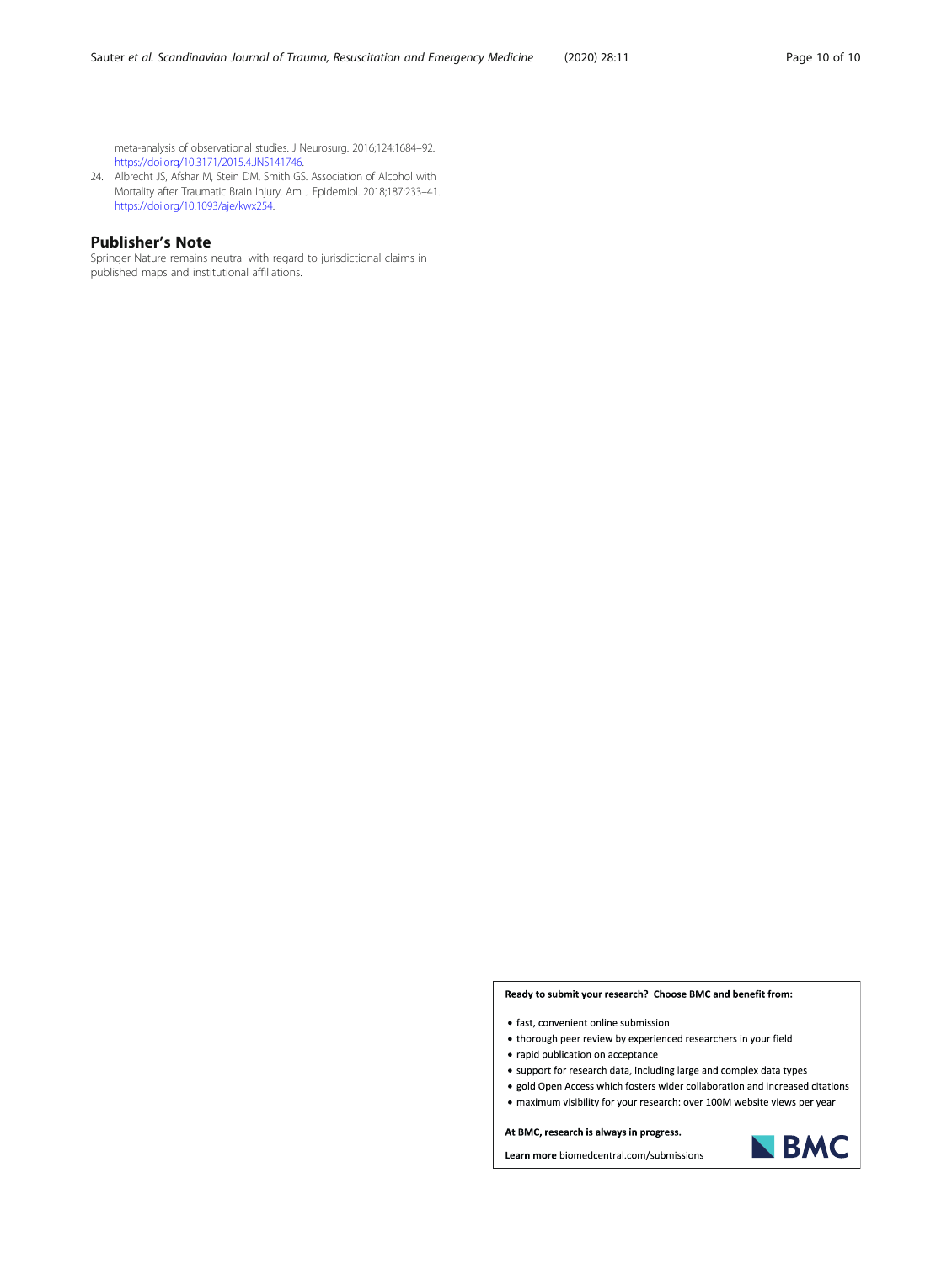meta-analysis of observational studies. J Neurosurg. 2016;124:1684–92. https://doi.org/10.3171/2015.4.JNS141746.

24. Albrecht JS, Afshar M, Stein DM, Smith GS. Association of Alcohol with Mortality after Traumatic Brain Injury. Am J Epidemiol. 2018;187:233–41. https://doi.org/10.1093/aje/kwx254.

## Publisher's Note

Springer Nature remains neutral with regard to jurisdictional claims in published maps and institutional affiliations.

**Ready to submit your research? Choose BMC and benefit from:**

- fast, convenient online submission
- thorough peer review by experienced researchers in your field
- rapid publication on acceptance
- support for research data, including large and complex data types
- gold Open Access which fosters wider collaboration and increased citations
- maximum visibility for your research: over 100M website views per year

**At BMC, research is always in progress.**

**Learn more** biomedcentral.com/submissions

BMC